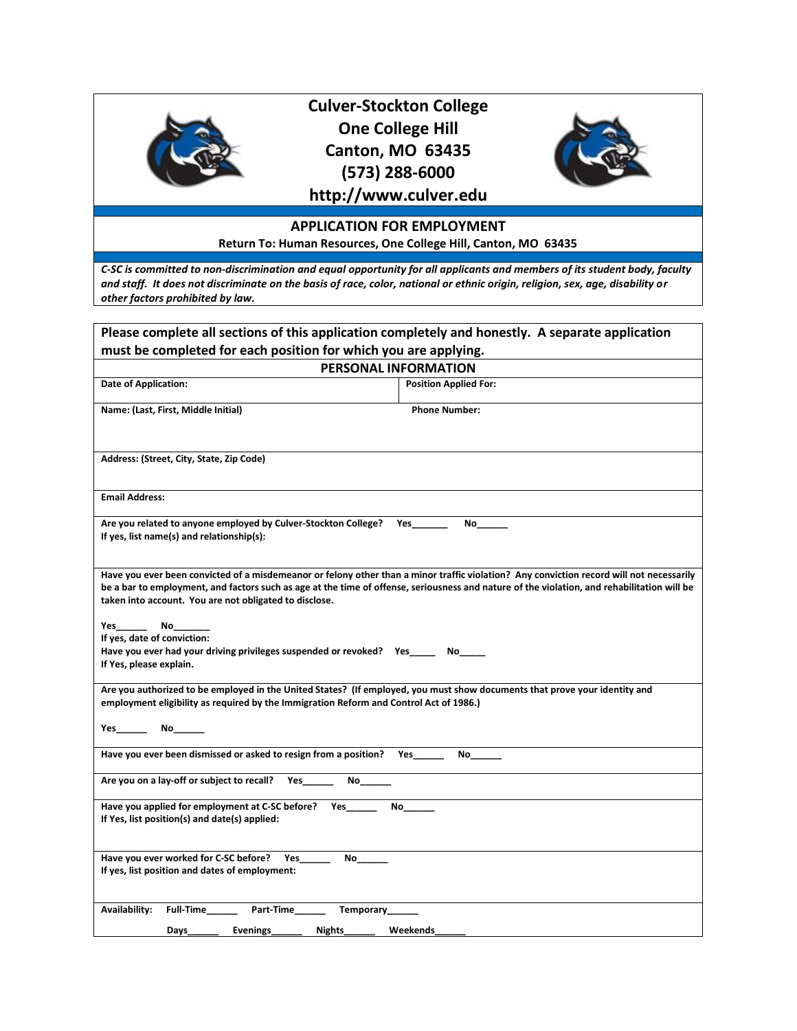# Culver-Stockton College

**One College Hill**
**Canton, MO 63435**
**(573) 288-6000**
**http://www.culver.edu**

## APPLICATION FOR EMPLOYMENT

**Return To: Human Resources, One College Hill, Canton, MO 63435**

*C-SC is committed to non-discrimination and equal opportunity for all applicants and members of its student body, faculty and staff. It does not discriminate on the basis of race, color, national or ethnic origin, religion, sex, age, disability or other factors prohibited by law.*

**Please complete all sections of this application completely and honestly. A separate application must be completed for each position for which you are applying.**

### PERSONAL INFORMATION

| **Date of Application:** | **Position Applied For:** |
|---|---|
| **Name: (Last, First, Middle Initial)** | **Phone Number:** |

**Address: (Street, City, State, Zip Code)**

**Email Address:**

**Are you related to anyone employed by Culver-Stockton College?** **Yes_______ No______**
**If yes, list name(s) and relationship(s):**

**Have you ever been convicted of a misdemeanor or felony other than a minor traffic violation? Any conviction record will not necessarily be a bar to employment, and factors such as age at the time of offense, seriousness and nature of the violation, and rehabilitation will be taken into account. You are not obligated to disclose.**

**Yes______ No_______**
**If yes, date of conviction:**
**Have you ever had your driving privileges suspended or revoked? Yes_____ No_____**
**If Yes, please explain.**

**Are you authorized to be employed in the United States? (If employed, you must show documents that prove your identity and employment eligibility as required by the Immigration Reform and Control Act of 1986.)**

**Yes______ No______**

**Have you ever been dismissed or asked to resign from a position? Yes______ No______**

**Are you on a lay-off or subject to recall? Yes______ No______**

**Have you applied for employment at C-SC before? Yes______ No______**
**If Yes, list position(s) and date(s) applied:**

**Have you ever worked for C-SC before? Yes______ No______**
**If yes, list position and dates of employment:**

**Availability: Full-Time______ Part-Time______ Temporary______**
**Days______ Evenings______ Nights______ Weekends______**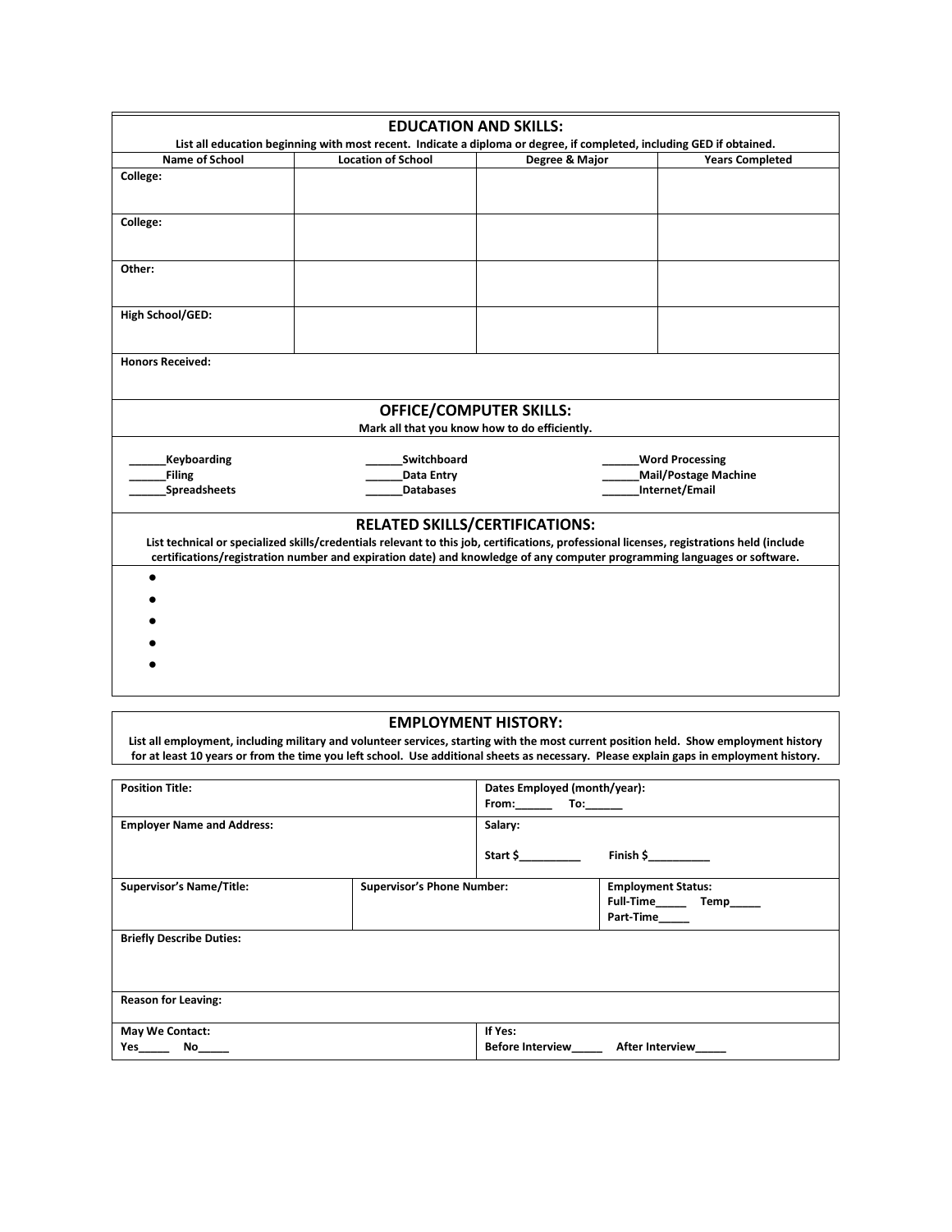## EDUCATION AND SKILLS:

**List all education beginning with most recent. Indicate a diploma or degree, if completed, including GED if obtained.**

| Name of School | Location of School | Degree & Major | Years Completed |
|---|---|---|---|
| **College:** | | | |
| **College:** | | | |
| **Other:** | | | |
| **High School/GED:** | | | |

**Honors Received:**

## OFFICE/COMPUTER SKILLS:

**Mark all that you know how to do efficiently.**

| | | |
|---|---|---|
| ______**Keyboarding** | ______**Switchboard** | ______**Word Processing** |
| ______**Filing** | ______**Data Entry** | ______**Mail/Postage Machine** |
| ______**Spreadsheets** | ______**Databases** | ______**Internet/Email** |

## RELATED SKILLS/CERTIFICATIONS:

**List technical or specialized skills/credentials relevant to this job, certifications, professional licenses, registrations held (include certifications/registration number and expiration date) and knowledge of any computer programming languages or software.**

- 
- 
- 
- 
- 

## EMPLOYMENT HISTORY:

**List all employment, including military and volunteer services, starting with the most current position held. Show employment history for at least 10 years or from the time you left school. Use additional sheets as necessary. Please explain gaps in employment history.**

| | | |
|---|---|---|
| **Position Title:** | | **Dates Employed (month/year):** From:______ To:______ |
| **Employer Name and Address:** | | **Salary:** Start $__________ Finish $__________ |
| **Supervisor's Name/Title:** | **Supervisor's Phone Number:** | **Employment Status:** Full-Time_____ Temp_____ Part-Time_____ |
| **Briefly Describe Duties:** | | |
| **Reason for Leaving:** | | |
| **May We Contact:** Yes_____ No_____ | | **If Yes:** Before Interview_____ After Interview_____ |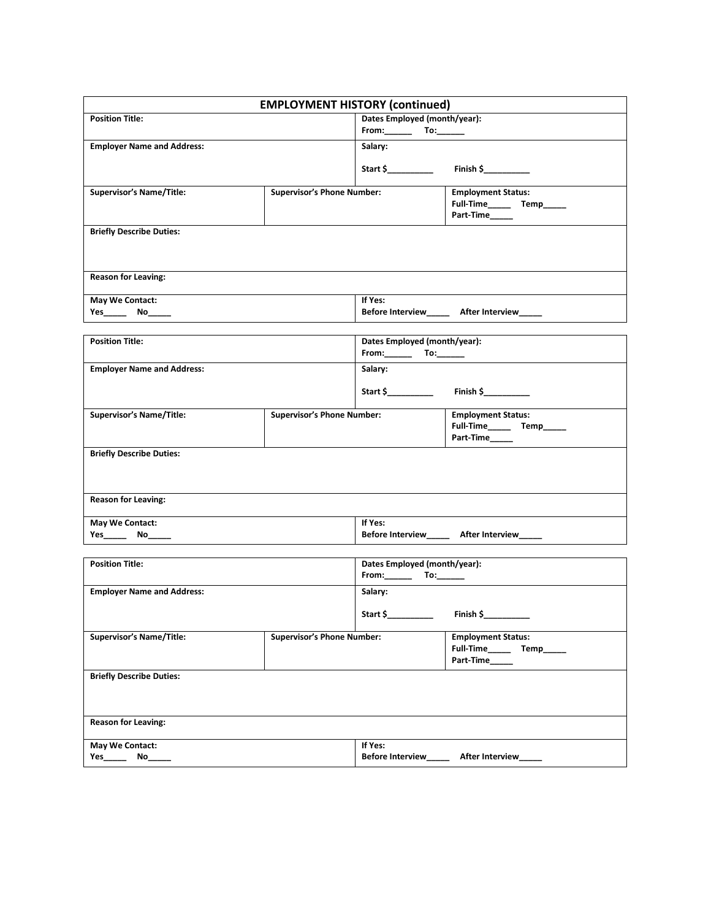## EMPLOYMENT HISTORY (continued)

| | | |
|---|---|---|
| **Position Title:** | **Dates Employed (month/year):** From:______ To:______ | |
| **Employer Name and Address:** | **Salary:** Start $__________ Finish $__________ | |
| **Supervisor's Name/Title:** | **Supervisor's Phone Number:** | **Employment Status:** Full-Time_____ Temp_____ Part-Time_____ |
| **Briefly Describe Duties:** | | |
| **Reason for Leaving:** | | |
| **May We Contact:** Yes_____ No_____ | **If Yes:** Before Interview_____ After Interview_____ | |

| | | |
|---|---|---|
| **Position Title:** | **Dates Employed (month/year):** From:______ To:______ | |
| **Employer Name and Address:** | **Salary:** Start $__________ Finish $__________ | |
| **Supervisor's Name/Title:** | **Supervisor's Phone Number:** | **Employment Status:** Full-Time_____ Temp_____ Part-Time_____ |
| **Briefly Describe Duties:** | | |
| **Reason for Leaving:** | | |
| **May We Contact:** Yes_____ No_____ | **If Yes:** Before Interview_____ After Interview_____ | |

| | | |
|---|---|---|
| **Position Title:** | **Dates Employed (month/year):** From:______ To:______ | |
| **Employer Name and Address:** | **Salary:** Start $__________ Finish $__________ | |
| **Supervisor's Name/Title:** | **Supervisor's Phone Number:** | **Employment Status:** Full-Time_____ Temp_____ Part-Time_____ |
| **Briefly Describe Duties:** | | |
| **Reason for Leaving:** | | |
| **May We Contact:** Yes_____ No_____ | **If Yes:** Before Interview_____ After Interview_____ | |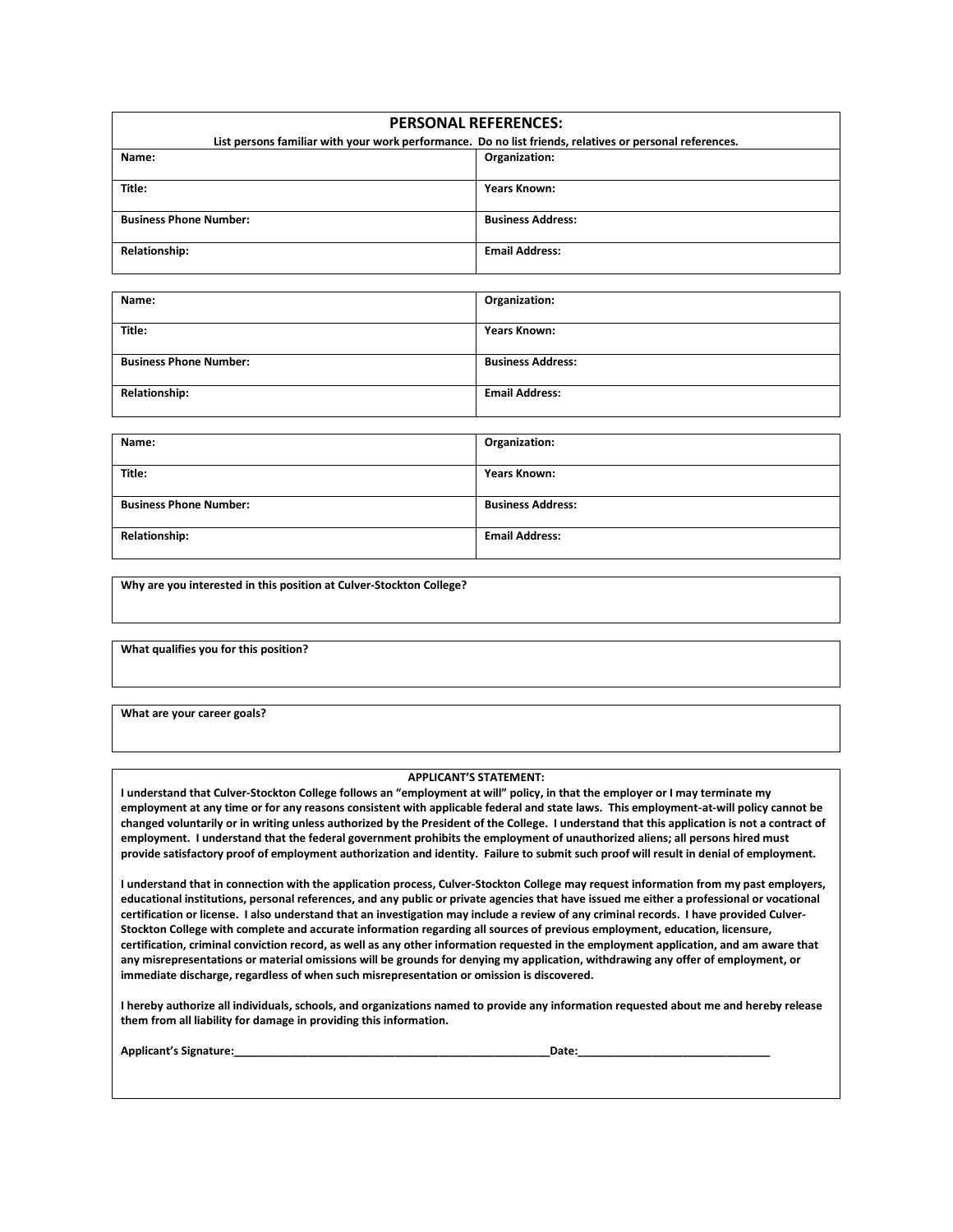## PERSONAL REFERENCES:

**List persons familiar with your work performance. Do no list friends, relatives or personal references.**

| | |
|---|---|
| **Name:** | **Organization:** |
| **Title:** | **Years Known:** |
| **Business Phone Number:** | **Business Address:** |
| **Relationship:** | **Email Address:** |

| | |
|---|---|
| **Name:** | **Organization:** |
| **Title:** | **Years Known:** |
| **Business Phone Number:** | **Business Address:** |
| **Relationship:** | **Email Address:** |

| | |
|---|---|
| **Name:** | **Organization:** |
| **Title:** | **Years Known:** |
| **Business Phone Number:** | **Business Address:** |
| **Relationship:** | **Email Address:** |

**Why are you interested in this position at Culver-Stockton College?**

**What qualifies you for this position?**

**What are your career goals?**

### APPLICANT'S STATEMENT:

**I understand that Culver-Stockton College follows an "employment at will" policy, in that the employer or I may terminate my employment at any time or for any reasons consistent with applicable federal and state laws. This employment-at-will policy cannot be changed voluntarily or in writing unless authorized by the President of the College. I understand that this application is not a contract of employment. I understand that the federal government prohibits the employment of unauthorized aliens; all persons hired must provide satisfactory proof of employment authorization and identity. Failure to submit such proof will result in denial of employment.**

**I understand that in connection with the application process, Culver-Stockton College may request information from my past employers, educational institutions, personal references, and any public or private agencies that have issued me either a professional or vocational certification or license. I also understand that an investigation may include a review of any criminal records. I have provided Culver-Stockton College with complete and accurate information regarding all sources of previous employment, education, licensure, certification, criminal conviction record, as well as any other information requested in the employment application, and am aware that any misrepresentations or material omissions will be grounds for denying my application, withdrawing any offer of employment, or immediate discharge, regardless of when such misrepresentation or omission is discovered.**

**I hereby authorize all individuals, schools, and organizations named to provide any information requested about me and hereby release them from all liability for damage in providing this information.**

**Applicant's Signature:_____________________________________________________Date:________________________________**